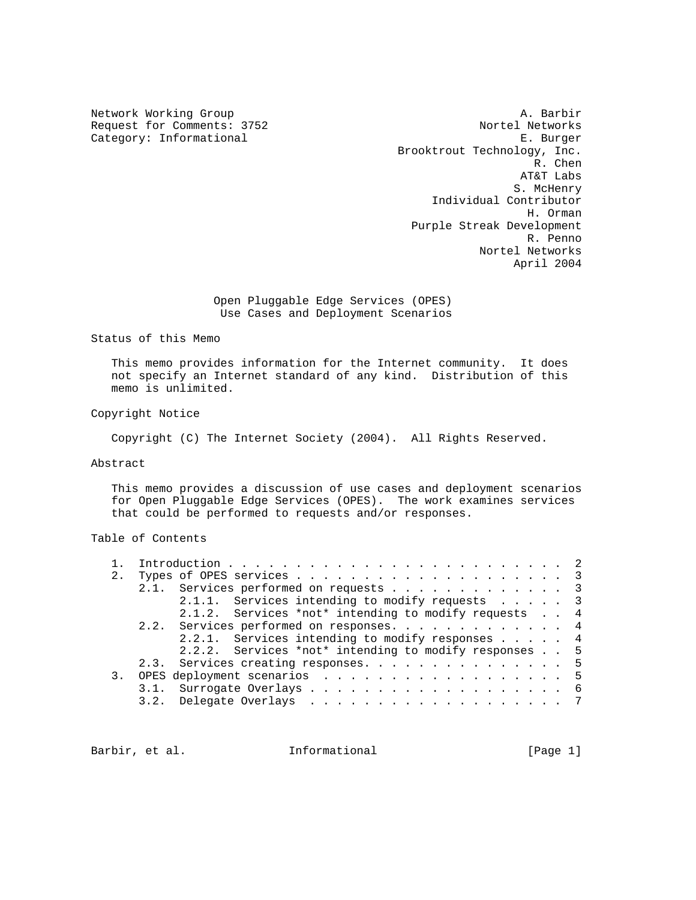Network Working Group A. Barbir
Request for Comments: 3752 Nortel Networks
Category: Informational E. Burger
Brooktrout Technology, Inc.
R. Chen
AT&T Labs
S. McHenry
Individual Contributor
H. Orman
Purple Streak Development
R. Penno
Nortel Networks
April 2004

# Open Pluggable Edge Services (OPES) Use Cases and Deployment Scenarios

## Status of this Memo

This memo provides information for the Internet community. It does not specify an Internet standard of any kind. Distribution of this memo is unlimited.

## Copyright Notice

Copyright (C) The Internet Society (2004). All Rights Reserved.

## Abstract

This memo provides a discussion of use cases and deployment scenarios for Open Pluggable Edge Services (OPES). The work examines services that could be performed to requests and/or responses.

## Table of Contents

```
1.  Introduction . . . . . . . . . . . . . . . . . . . . . . . .  2
2.  Types of OPES services . . . . . . . . . . . . . . . . . . .  3
    2.1.  Services performed on requests . . . . . . . . . . . .  3
          2.1.1.  Services intending to modify requests  . . . . .  3
          2.1.2.  Services *not* intending to modify requests  . .  4
    2.2.  Services performed on responses. . . . . . . . . . . .  4
          2.2.1.  Services intending to modify responses . . . . .  4
          2.2.2.  Services *not* intending to modify responses . .  5
    2.3.  Services creating responses. . . . . . . . . . . . . .  5
3.  OPES deployment scenarios  . . . . . . . . . . . . . . . . .  5
    3.1.  Surrogate Overlays . . . . . . . . . . . . . . . . . .  6
    3.2.  Delegate Overlays  . . . . . . . . . . . . . . . . . .  7
```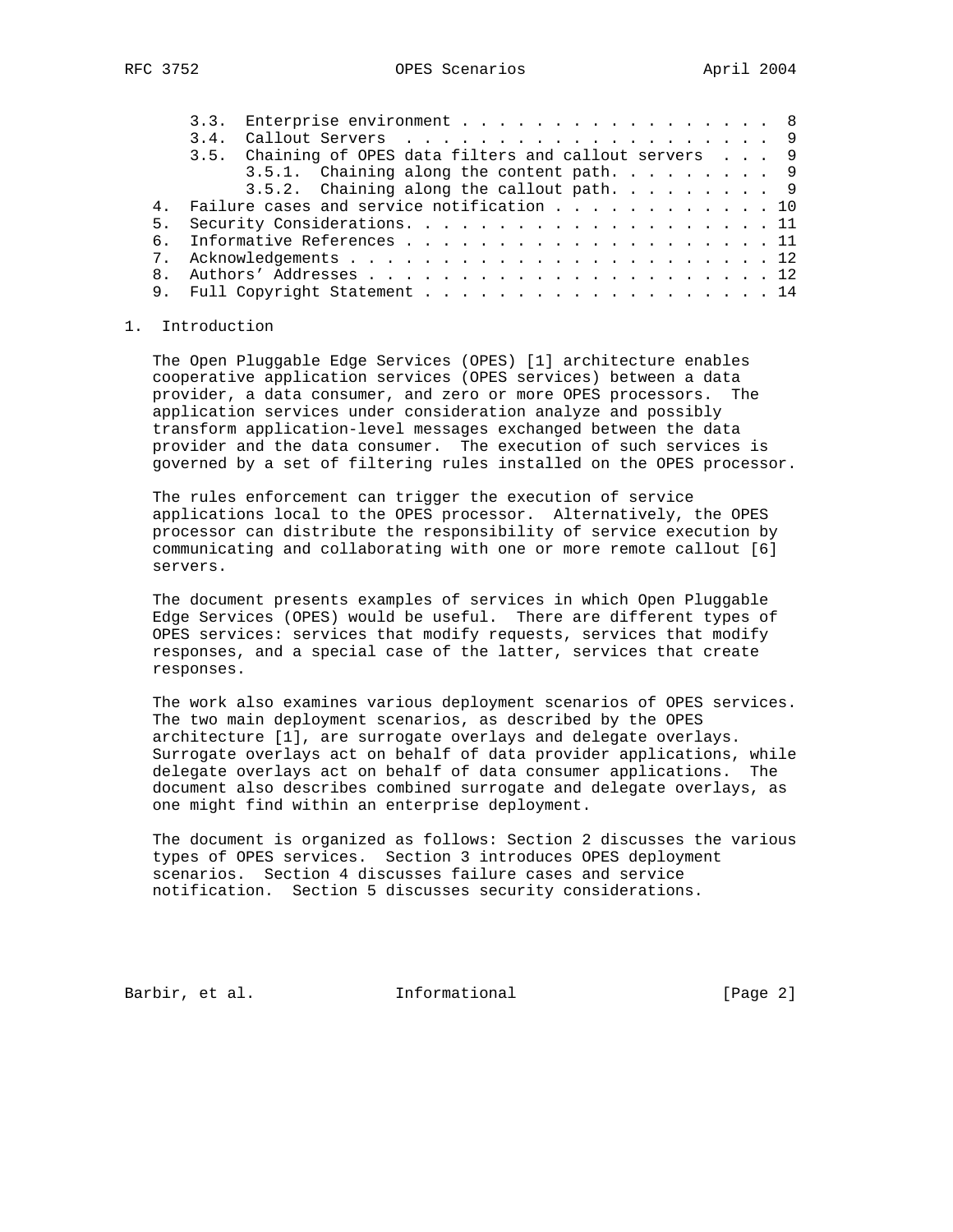3.3. Enterprise environment . . . . . . . . . . . . . . . . . . 8
3.4. Callout Servers . . . . . . . . . . . . . . . . . . . . . 9
3.5. Chaining of OPES data filters and callout servers . . . 9
   3.5.1. Chaining along the content path. . . . . . . . . 9
   3.5.2. Chaining along the callout path. . . . . . . . . 9
4. Failure cases and service notification . . . . . . . . . . . . 10
5. Security Considerations. . . . . . . . . . . . . . . . . . . . 11
6. Informative References . . . . . . . . . . . . . . . . . . . . 11
7. Acknowledgements . . . . . . . . . . . . . . . . . . . . . . . 12
8. Authors' Addresses . . . . . . . . . . . . . . . . . . . . . . 12
9. Full Copyright Statement . . . . . . . . . . . . . . . . . . . 14

## 1. Introduction

The Open Pluggable Edge Services (OPES) [1] architecture enables cooperative application services (OPES services) between a data provider, a data consumer, and zero or more OPES processors. The application services under consideration analyze and possibly transform application-level messages exchanged between the data provider and the data consumer. The execution of such services is governed by a set of filtering rules installed on the OPES processor.

The rules enforcement can trigger the execution of service applications local to the OPES processor. Alternatively, the OPES processor can distribute the responsibility of service execution by communicating and collaborating with one or more remote callout [6] servers.

The document presents examples of services in which Open Pluggable Edge Services (OPES) would be useful. There are different types of OPES services: services that modify requests, services that modify responses, and a special case of the latter, services that create responses.

The work also examines various deployment scenarios of OPES services. The two main deployment scenarios, as described by the OPES architecture [1], are surrogate overlays and delegate overlays. Surrogate overlays act on behalf of data provider applications, while delegate overlays act on behalf of data consumer applications. The document also describes combined surrogate and delegate overlays, as one might find within an enterprise deployment.

The document is organized as follows: Section 2 discusses the various types of OPES services. Section 3 introduces OPES deployment scenarios. Section 4 discusses failure cases and service notification. Section 5 discusses security considerations.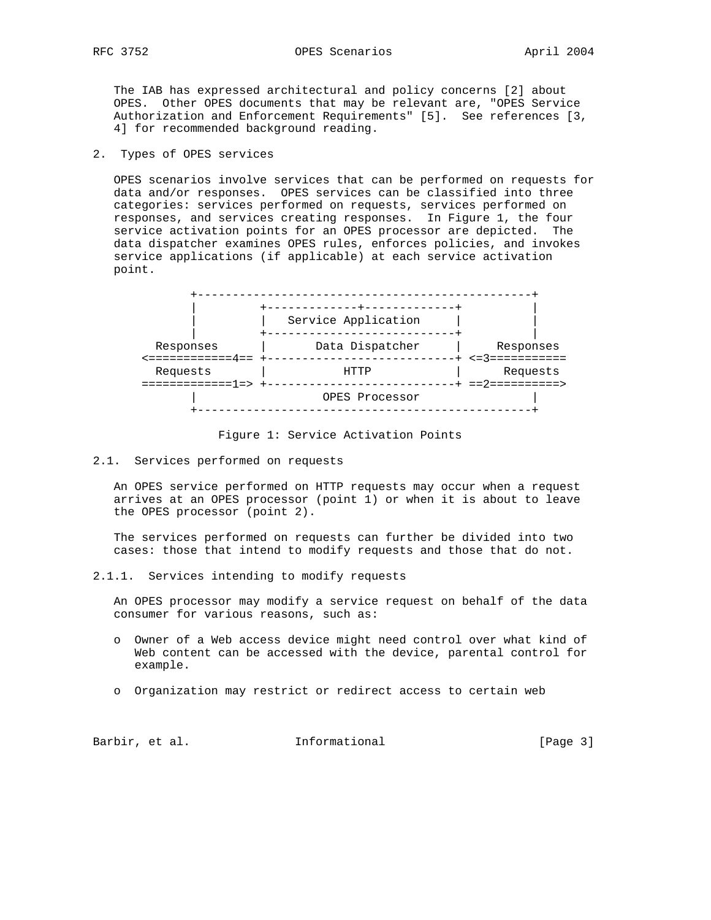The IAB has expressed architectural and policy concerns [2] about OPES. Other OPES documents that may be relevant are, "OPES Service Authorization and Enforcement Requirements" [5]. See references [3, 4] for recommended background reading.

## 2. Types of OPES services

OPES scenarios involve services that can be performed on requests for data and/or responses. OPES services can be classified into three categories: services performed on requests, services performed on responses, and services creating responses. In Figure 1, the four service activation points for an OPES processor are depicted. The data dispatcher examines OPES rules, enforces policies, and invokes service applications (if applicable) at each service activation point.

```
          +-----------------------------------------------+
          |         +-------------+-------------+         |
          |         |   Service Application     |         |
          |         +---------------------------+         |
   Responses        |      Data Dispatcher      |     Responses
  <============4== +---------------------------+ <=3===========
    Requests        |           HTTP            |      Requests
  =============1=> +---------------------------+ ==2==========>
          |                OPES Processor                 |
          +-----------------------------------------------+
```

Figure 1: Service Activation Points

### 2.1. Services performed on requests

An OPES service performed on HTTP requests may occur when a request arrives at an OPES processor (point 1) or when it is about to leave the OPES processor (point 2).

The services performed on requests can further be divided into two cases: those that intend to modify requests and those that do not.

#### 2.1.1. Services intending to modify requests

An OPES processor may modify a service request on behalf of the data consumer for various reasons, such as:

- Owner of a Web access device might need control over what kind of Web content can be accessed with the device, parental control for example.
- Organization may restrict or redirect access to certain web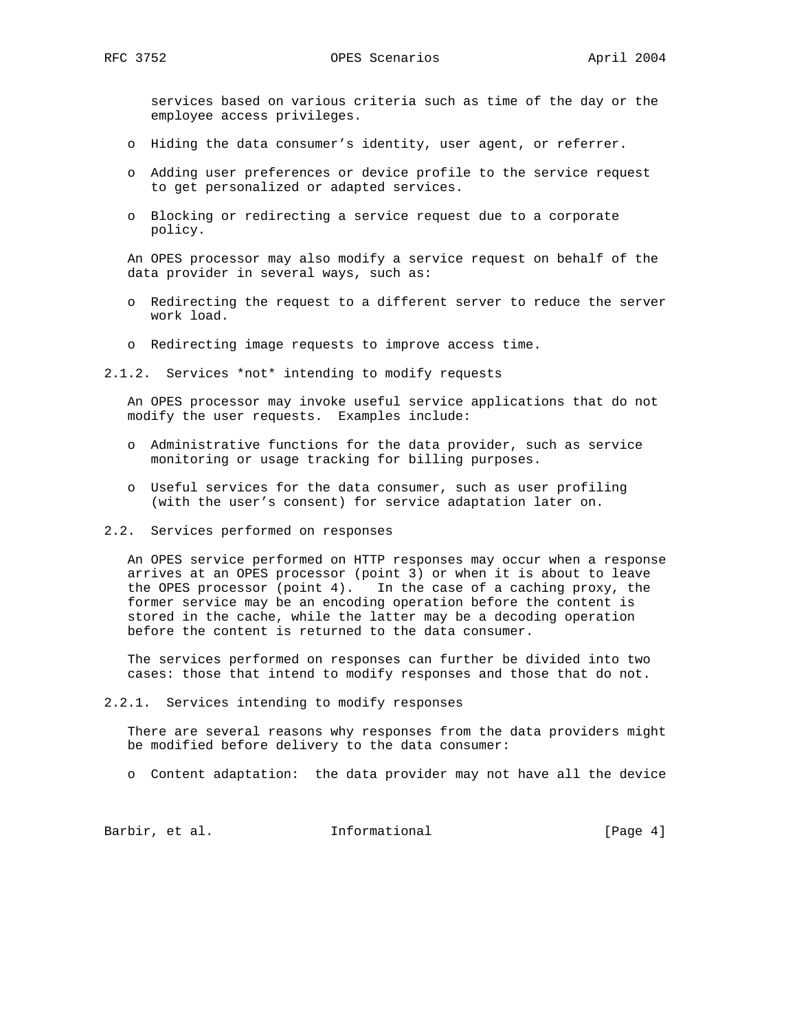services based on various criteria such as time of the day or the employee access privileges.

- Hiding the data consumer's identity, user agent, or referrer.

- Adding user preferences or device profile to the service request to get personalized or adapted services.

- Blocking or redirecting a service request due to a corporate policy.

An OPES processor may also modify a service request on behalf of the data provider in several ways, such as:

- Redirecting the request to a different server to reduce the server work load.

- Redirecting image requests to improve access time.

#### 2.1.2. Services *not* intending to modify requests

An OPES processor may invoke useful service applications that do not modify the user requests. Examples include:

- Administrative functions for the data provider, such as service monitoring or usage tracking for billing purposes.

- Useful services for the data consumer, such as user profiling (with the user's consent) for service adaptation later on.

### 2.2. Services performed on responses

An OPES service performed on HTTP responses may occur when a response arrives at an OPES processor (point 3) or when it is about to leave the OPES processor (point 4). In the case of a caching proxy, the former service may be an encoding operation before the content is stored in the cache, while the latter may be a decoding operation before the content is returned to the data consumer.

The services performed on responses can further be divided into two cases: those that intend to modify responses and those that do not.

#### 2.2.1. Services intending to modify responses

There are several reasons why responses from the data providers might be modified before delivery to the data consumer:

- Content adaptation: the data provider may not have all the device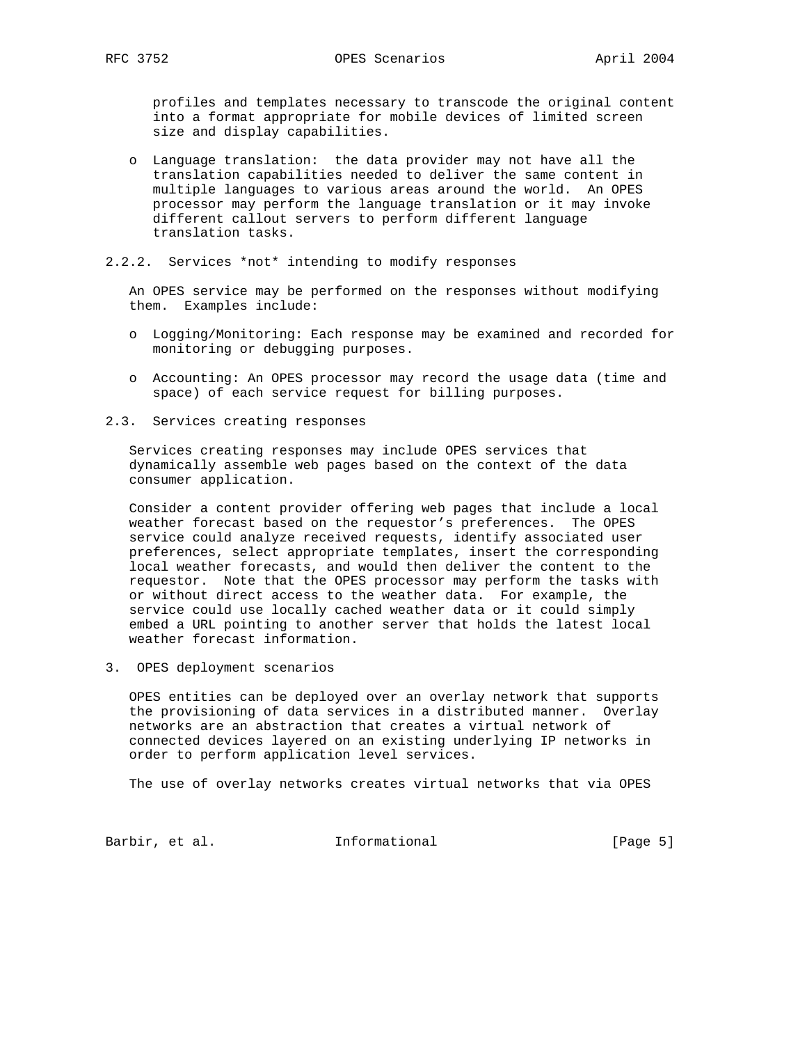profiles and templates necessary to transcode the original content into a format appropriate for mobile devices of limited screen size and display capabilities.

- Language translation: the data provider may not have all the translation capabilities needed to deliver the same content in multiple languages to various areas around the world. An OPES processor may perform the language translation or it may invoke different callout servers to perform different language translation tasks.

### 2.2.2. Services *not* intending to modify responses

An OPES service may be performed on the responses without modifying them. Examples include:

- Logging/Monitoring: Each response may be examined and recorded for monitoring or debugging purposes.

- Accounting: An OPES processor may record the usage data (time and space) of each service request for billing purposes.

## 2.3. Services creating responses

Services creating responses may include OPES services that dynamically assemble web pages based on the context of the data consumer application.

Consider a content provider offering web pages that include a local weather forecast based on the requestor's preferences. The OPES service could analyze received requests, identify associated user preferences, select appropriate templates, insert the corresponding local weather forecasts, and would then deliver the content to the requestor. Note that the OPES processor may perform the tasks with or without direct access to the weather data. For example, the service could use locally cached weather data or it could simply embed a URL pointing to another server that holds the latest local weather forecast information.

# 3. OPES deployment scenarios

OPES entities can be deployed over an overlay network that supports the provisioning of data services in a distributed manner. Overlay networks are an abstraction that creates a virtual network of connected devices layered on an existing underlying IP networks in order to perform application level services.

The use of overlay networks creates virtual networks that via OPES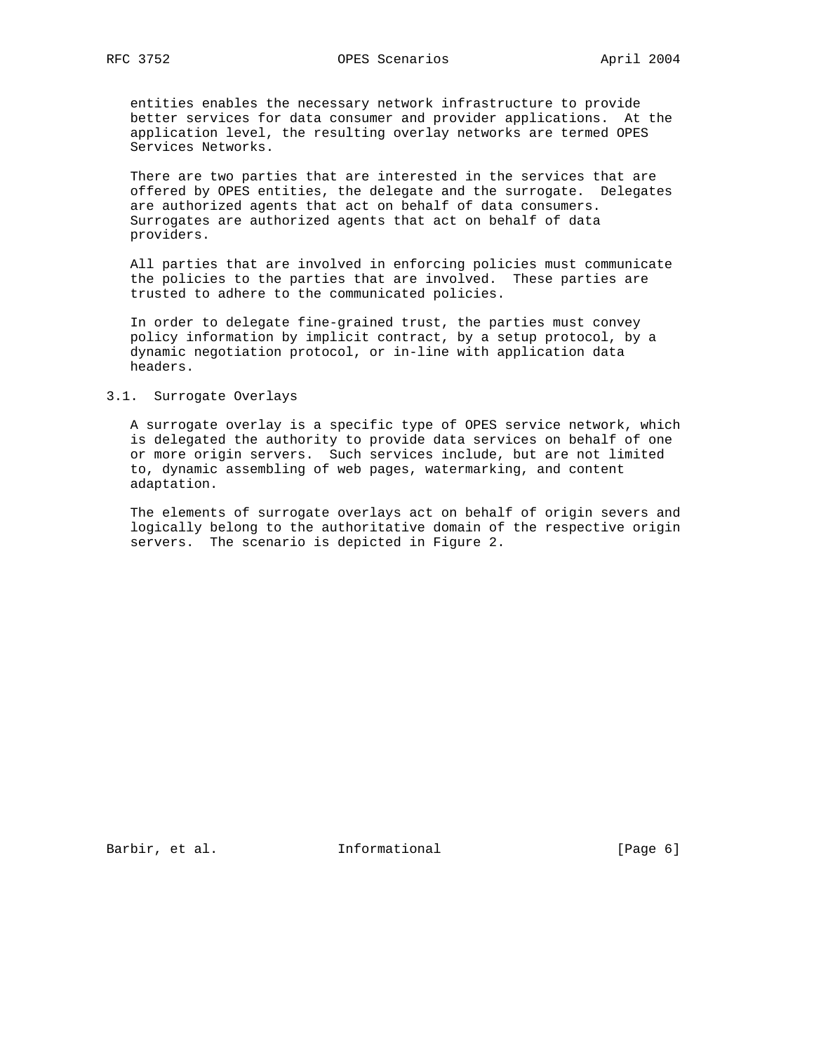entities enables the necessary network infrastructure to provide better services for data consumer and provider applications. At the application level, the resulting overlay networks are termed OPES Services Networks.

There are two parties that are interested in the services that are offered by OPES entities, the delegate and the surrogate. Delegates are authorized agents that act on behalf of data consumers. Surrogates are authorized agents that act on behalf of data providers.

All parties that are involved in enforcing policies must communicate the policies to the parties that are involved. These parties are trusted to adhere to the communicated policies.

In order to delegate fine-grained trust, the parties must convey policy information by implicit contract, by a setup protocol, by a dynamic negotiation protocol, or in-line with application data headers.

## 3.1. Surrogate Overlays

A surrogate overlay is a specific type of OPES service network, which is delegated the authority to provide data services on behalf of one or more origin servers. Such services include, but are not limited to, dynamic assembling of web pages, watermarking, and content adaptation.

The elements of surrogate overlays act on behalf of origin severs and logically belong to the authoritative domain of the respective origin servers. The scenario is depicted in Figure 2.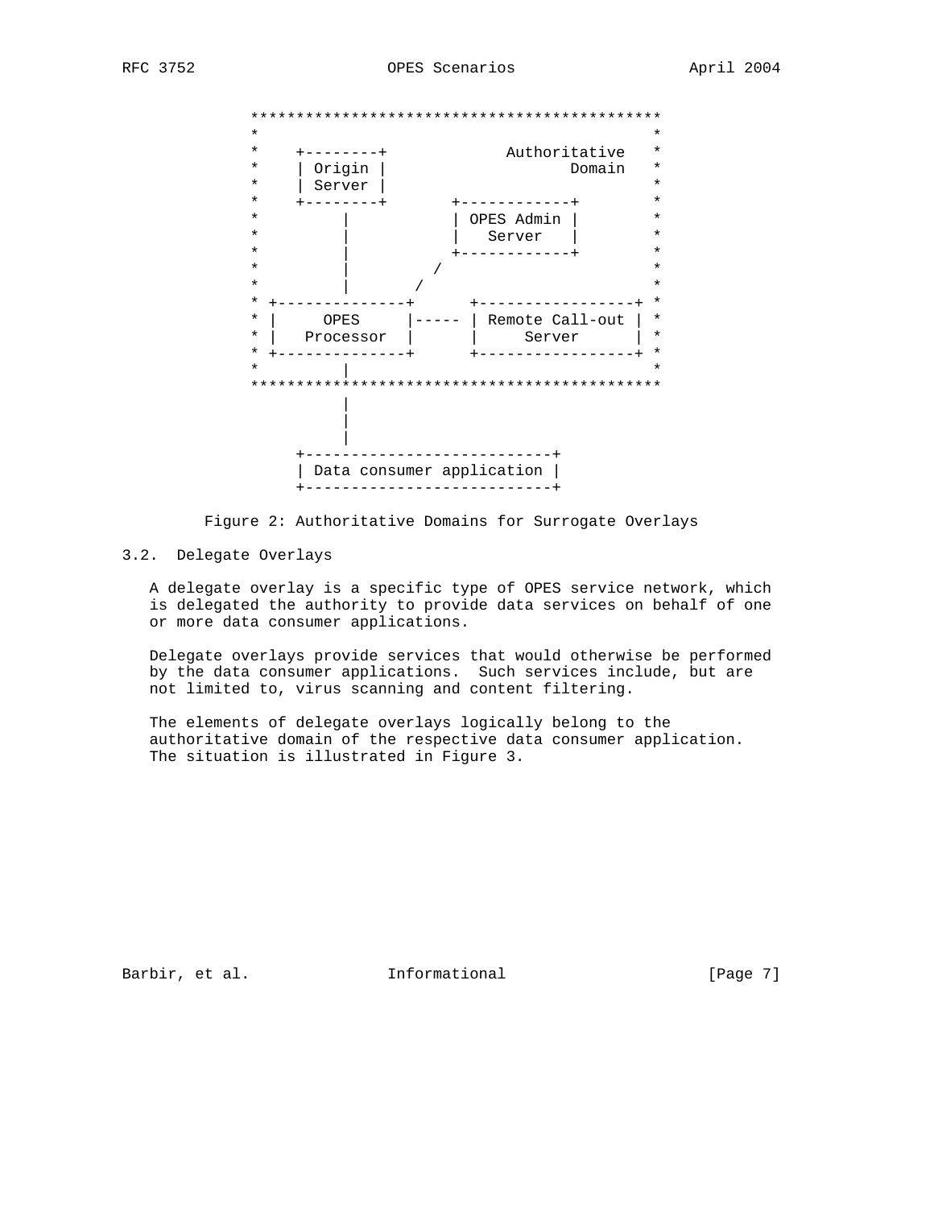```
        *********************************************
        *                                           *
        *    +--------+             Authoritative   *
        *    | Origin |                    Domain   *
        *    | Server |                             *
        *    +--------+       +------------+        *
        *        |            | OPES Admin |        *
        *        |            |   Server   |        *
        *        |            +------------+        *
        *        |         /                        *
        *        |       /                          *
        * +--------------+      +-----------------+ *
        * |     OPES     |----- | Remote Call-out | *
        * |   Processor  |      |     Server      | *
        * +--------------+      +-----------------+ *
        *        |                                  *
        *********************************************
                 |
                 |
                 |
            +---------------------------+
            | Data consumer application |
            +---------------------------+
```

Figure 2: Authoritative Domains for Surrogate Overlays

## 3.2. Delegate Overlays

A delegate overlay is a specific type of OPES service network, which is delegated the authority to provide data services on behalf of one or more data consumer applications.

Delegate overlays provide services that would otherwise be performed by the data consumer applications. Such services include, but are not limited to, virus scanning and content filtering.

The elements of delegate overlays logically belong to the authoritative domain of the respective data consumer application. The situation is illustrated in Figure 3.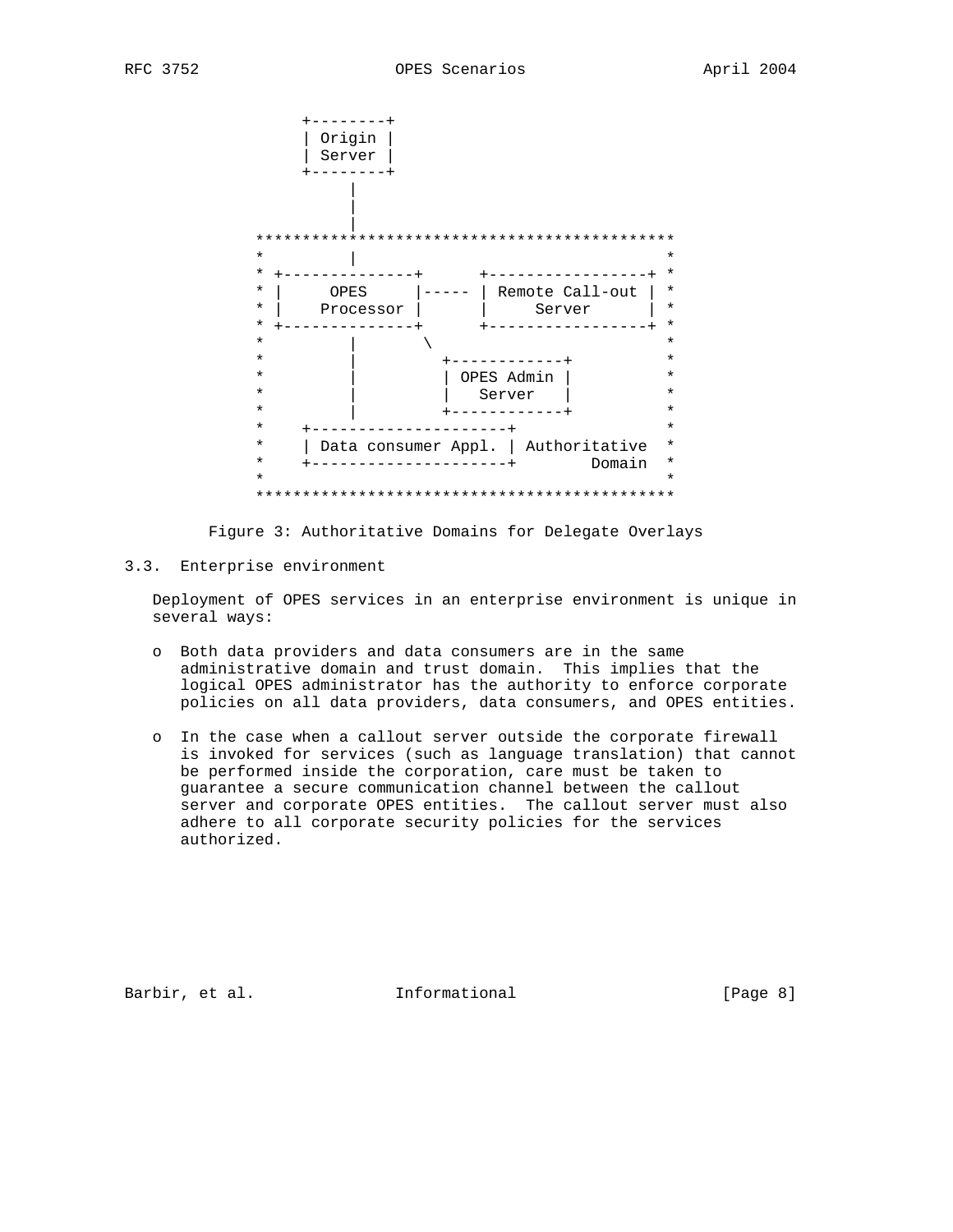```
         +--------+
         | Origin |
         | Server |
         +--------+
              |
              |
              |
     *********************************************
     *        |                                  *
     * +--------------+      +-----------------+ *
     * |     OPES     |----- | Remote Call-out | *
     * |   Processor  |      |     Server      | *
     * +--------------+      +-----------------+ *
     *        |       \                          *
     *        |         +------------+           *
     *        |         | OPES Admin |           *
     *        |         |   Server   |           *
     *        |         +------------+           *
     *    +---------------------+                *
     *    | Data consumer Appl. | Authoritative  *
     *    +---------------------+        Domain  *
     *                                           *
     *********************************************
```

Figure 3: Authoritative Domains for Delegate Overlays

## 3.3. Enterprise environment

Deployment of OPES services in an enterprise environment is unique in several ways:

- Both data providers and data consumers are in the same administrative domain and trust domain. This implies that the logical OPES administrator has the authority to enforce corporate policies on all data providers, data consumers, and OPES entities.

- In the case when a callout server outside the corporate firewall is invoked for services (such as language translation) that cannot be performed inside the corporation, care must be taken to guarantee a secure communication channel between the callout server and corporate OPES entities. The callout server must also adhere to all corporate security policies for the services authorized.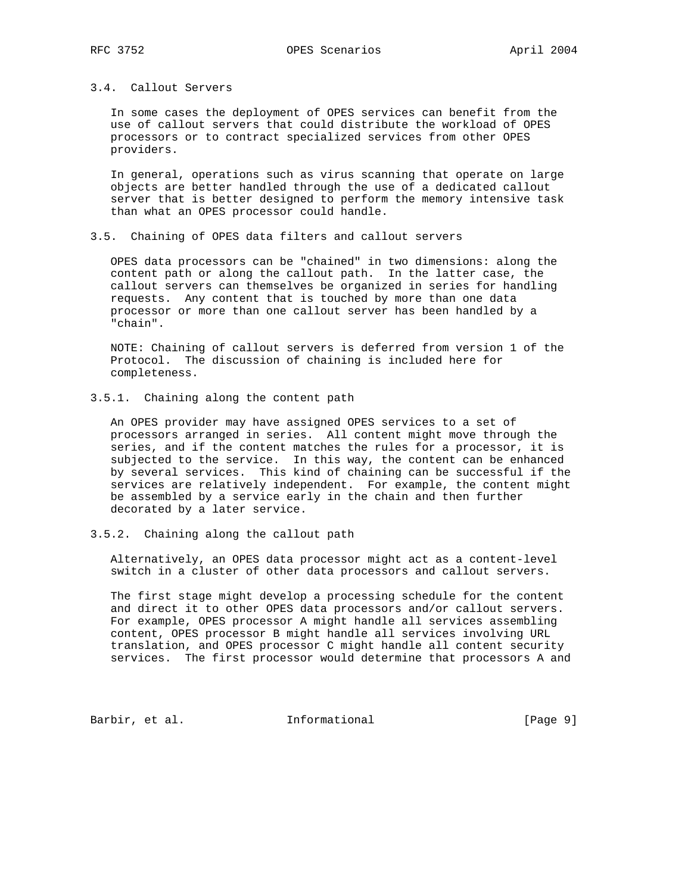### 3.4. Callout Servers

In some cases the deployment of OPES services can benefit from the use of callout servers that could distribute the workload of OPES processors or to contract specialized services from other OPES providers.

In general, operations such as virus scanning that operate on large objects are better handled through the use of a dedicated callout server that is better designed to perform the memory intensive task than what an OPES processor could handle.

### 3.5. Chaining of OPES data filters and callout servers

OPES data processors can be "chained" in two dimensions: along the content path or along the callout path. In the latter case, the callout servers can themselves be organized in series for handling requests. Any content that is touched by more than one data processor or more than one callout server has been handled by a "chain".

NOTE: Chaining of callout servers is deferred from version 1 of the Protocol. The discussion of chaining is included here for completeness.

#### 3.5.1. Chaining along the content path

An OPES provider may have assigned OPES services to a set of processors arranged in series. All content might move through the series, and if the content matches the rules for a processor, it is subjected to the service. In this way, the content can be enhanced by several services. This kind of chaining can be successful if the services are relatively independent. For example, the content might be assembled by a service early in the chain and then further decorated by a later service.

#### 3.5.2. Chaining along the callout path

Alternatively, an OPES data processor might act as a content-level switch in a cluster of other data processors and callout servers.

The first stage might develop a processing schedule for the content and direct it to other OPES data processors and/or callout servers. For example, OPES processor A might handle all services assembling content, OPES processor B might handle all services involving URL translation, and OPES processor C might handle all content security services. The first processor would determine that processors A and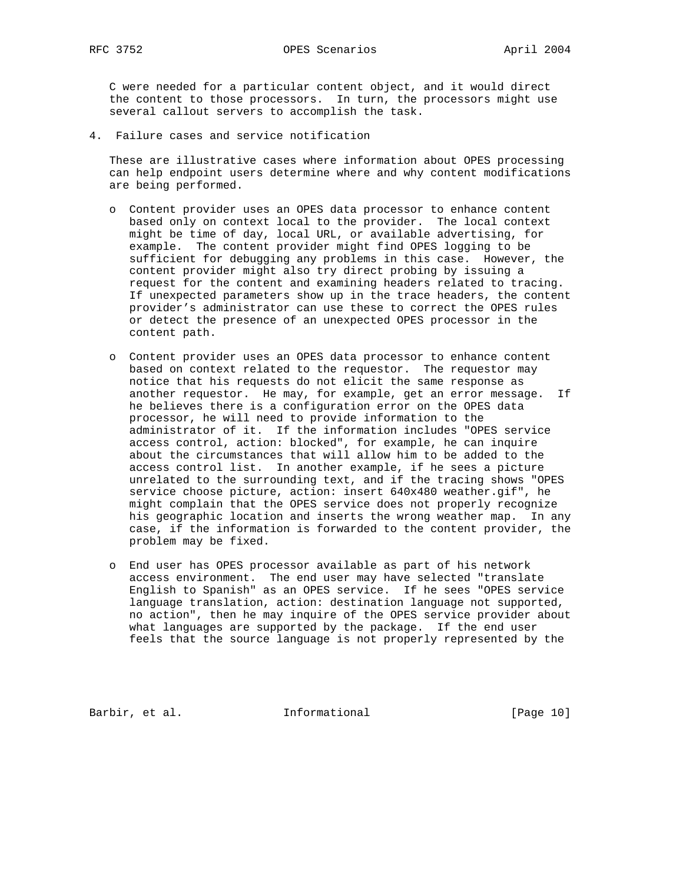C were needed for a particular content object, and it would direct the content to those processors. In turn, the processors might use several callout servers to accomplish the task.

## 4. Failure cases and service notification

These are illustrative cases where information about OPES processing can help endpoint users determine where and why content modifications are being performed.

- Content provider uses an OPES data processor to enhance content based only on context local to the provider. The local context might be time of day, local URL, or available advertising, for example. The content provider might find OPES logging to be sufficient for debugging any problems in this case. However, the content provider might also try direct probing by issuing a request for the content and examining headers related to tracing. If unexpected parameters show up in the trace headers, the content provider's administrator can use these to correct the OPES rules or detect the presence of an unexpected OPES processor in the content path.

- Content provider uses an OPES data processor to enhance content based on context related to the requestor. The requestor may notice that his requests do not elicit the same response as another requestor. He may, for example, get an error message. If he believes there is a configuration error on the OPES data processor, he will need to provide information to the administrator of it. If the information includes "OPES service access control, action: blocked", for example, he can inquire about the circumstances that will allow him to be added to the access control list. In another example, if he sees a picture unrelated to the surrounding text, and if the tracing shows "OPES service choose picture, action: insert 640x480 weather.gif", he might complain that the OPES service does not properly recognize his geographic location and inserts the wrong weather map. In any case, if the information is forwarded to the content provider, the problem may be fixed.

- End user has OPES processor available as part of his network access environment. The end user may have selected "translate English to Spanish" as an OPES service. If he sees "OPES service language translation, action: destination language not supported, no action", then he may inquire of the OPES service provider about what languages are supported by the package. If the end user feels that the source language is not properly represented by the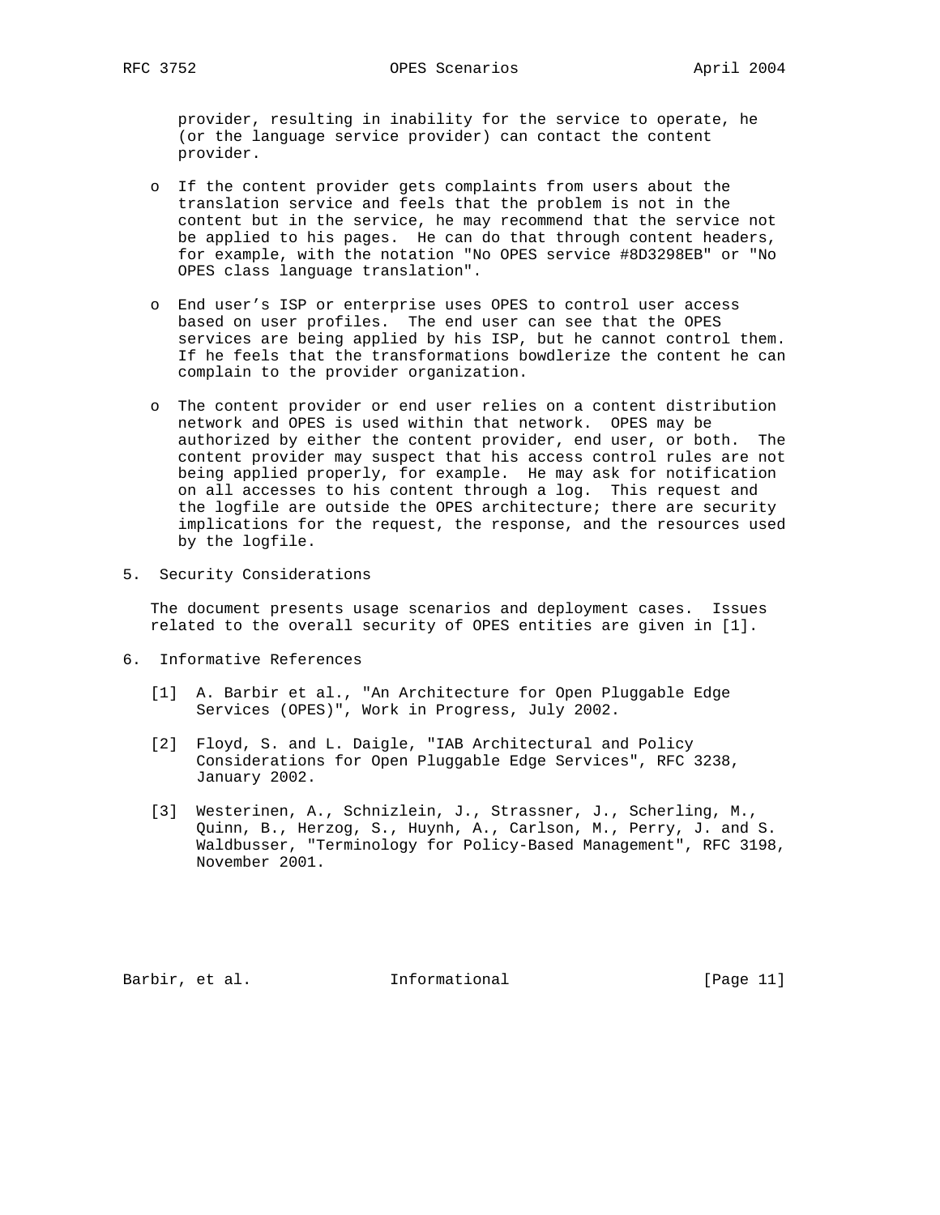provider, resulting in inability for the service to operate, he (or the language service provider) can contact the content provider.

- If the content provider gets complaints from users about the translation service and feels that the problem is not in the content but in the service, he may recommend that the service not be applied to his pages. He can do that through content headers, for example, with the notation "No OPES service #8D3298EB" or "No OPES class language translation".

- End user's ISP or enterprise uses OPES to control user access based on user profiles. The end user can see that the OPES services are being applied by his ISP, but he cannot control them. If he feels that the transformations bowdlerize the content he can complain to the provider organization.

- The content provider or end user relies on a content distribution network and OPES is used within that network. OPES may be authorized by either the content provider, end user, or both. The content provider may suspect that his access control rules are not being applied properly, for example. He may ask for notification on all accesses to his content through a log. This request and the logfile are outside the OPES architecture; there are security implications for the request, the response, and the resources used by the logfile.

## 5. Security Considerations

The document presents usage scenarios and deployment cases. Issues related to the overall security of OPES entities are given in [1].

## 6. Informative References

[1] A. Barbir et al., "An Architecture for Open Pluggable Edge Services (OPES)", Work in Progress, July 2002.

[2] Floyd, S. and L. Daigle, "IAB Architectural and Policy Considerations for Open Pluggable Edge Services", RFC 3238, January 2002.

[3] Westerinen, A., Schnizlein, J., Strassner, J., Scherling, M., Quinn, B., Herzog, S., Huynh, A., Carlson, M., Perry, J. and S. Waldbusser, "Terminology for Policy-Based Management", RFC 3198, November 2001.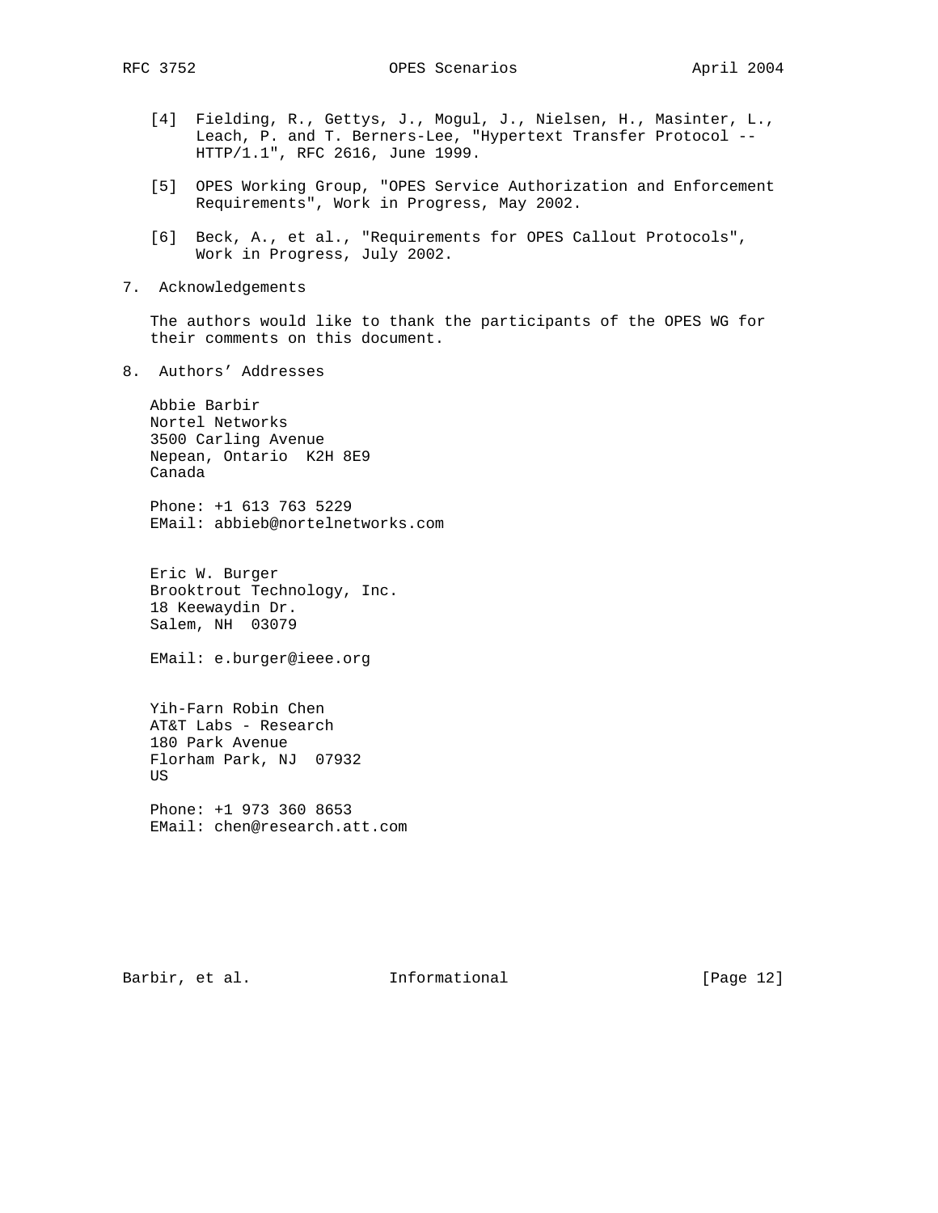[4] Fielding, R., Gettys, J., Mogul, J., Nielsen, H., Masinter, L., Leach, P. and T. Berners-Lee, "Hypertext Transfer Protocol -- HTTP/1.1", RFC 2616, June 1999.

[5] OPES Working Group, "OPES Service Authorization and Enforcement Requirements", Work in Progress, May 2002.

[6] Beck, A., et al., "Requirements for OPES Callout Protocols", Work in Progress, July 2002.

## 7. Acknowledgements

The authors would like to thank the participants of the OPES WG for their comments on this document.

## 8. Authors' Addresses

Abbie Barbir
Nortel Networks
3500 Carling Avenue
Nepean, Ontario  K2H 8E9
Canada

Phone: +1 613 763 5229
EMail: abbieb@nortelnetworks.com

Eric W. Burger
Brooktrout Technology, Inc.
18 Keewaydin Dr.
Salem, NH  03079

EMail: e.burger@ieee.org

Yih-Farn Robin Chen
AT&T Labs - Research
180 Park Avenue
Florham Park, NJ  07932
US

Phone: +1 973 360 8653
EMail: chen@research.att.com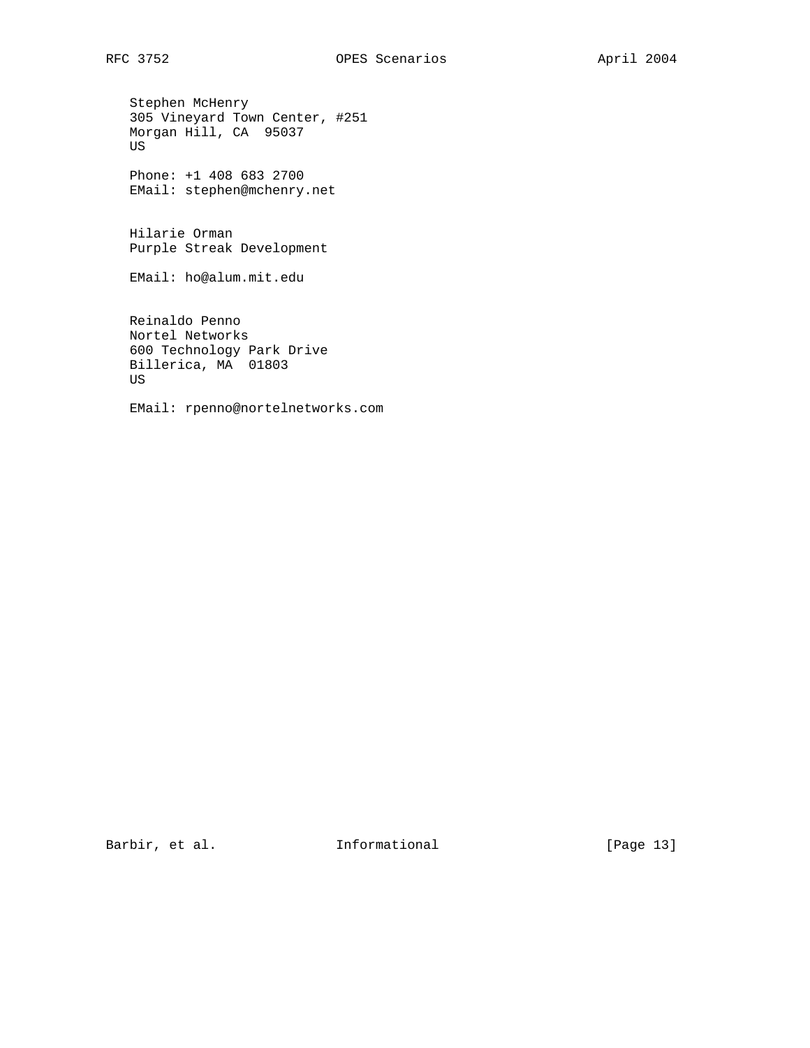Stephen McHenry
305 Vineyard Town Center, #251
Morgan Hill, CA  95037
US

Phone: +1 408 683 2700
EMail: stephen@mchenry.net

Hilarie Orman
Purple Streak Development

EMail: ho@alum.mit.edu

Reinaldo Penno
Nortel Networks
600 Technology Park Drive
Billerica, MA  01803
US

EMail: rpenno@nortelnetworks.com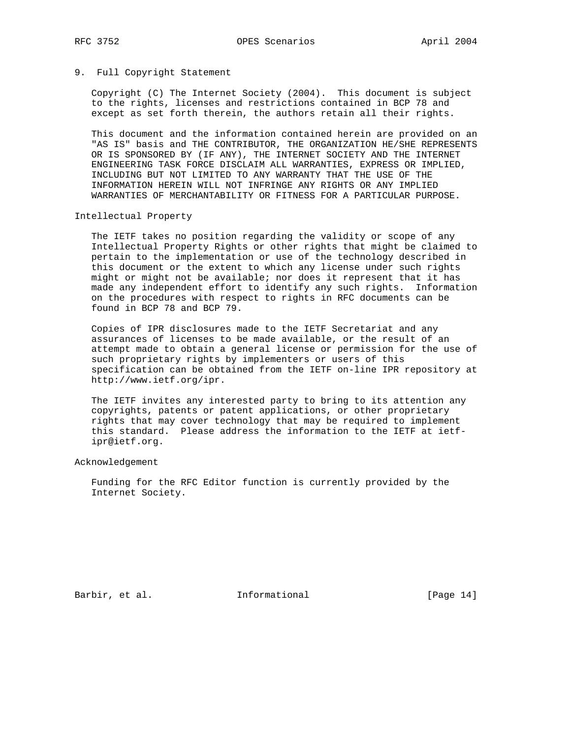## 9. Full Copyright Statement

Copyright (C) The Internet Society (2004). This document is subject to the rights, licenses and restrictions contained in BCP 78 and except as set forth therein, the authors retain all their rights.

This document and the information contained herein are provided on an "AS IS" basis and THE CONTRIBUTOR, THE ORGANIZATION HE/SHE REPRESENTS OR IS SPONSORED BY (IF ANY), THE INTERNET SOCIETY AND THE INTERNET ENGINEERING TASK FORCE DISCLAIM ALL WARRANTIES, EXPRESS OR IMPLIED, INCLUDING BUT NOT LIMITED TO ANY WARRANTY THAT THE USE OF THE INFORMATION HEREIN WILL NOT INFRINGE ANY RIGHTS OR ANY IMPLIED WARRANTIES OF MERCHANTABILITY OR FITNESS FOR A PARTICULAR PURPOSE.

## Intellectual Property

The IETF takes no position regarding the validity or scope of any Intellectual Property Rights or other rights that might be claimed to pertain to the implementation or use of the technology described in this document or the extent to which any license under such rights might or might not be available; nor does it represent that it has made any independent effort to identify any such rights. Information on the procedures with respect to rights in RFC documents can be found in BCP 78 and BCP 79.

Copies of IPR disclosures made to the IETF Secretariat and any assurances of licenses to be made available, or the result of an attempt made to obtain a general license or permission for the use of such proprietary rights by implementers or users of this specification can be obtained from the IETF on-line IPR repository at http://www.ietf.org/ipr.

The IETF invites any interested party to bring to its attention any copyrights, patents or patent applications, or other proprietary rights that may cover technology that may be required to implement this standard. Please address the information to the IETF at ietf-ipr@ietf.org.

## Acknowledgement

Funding for the RFC Editor function is currently provided by the Internet Society.